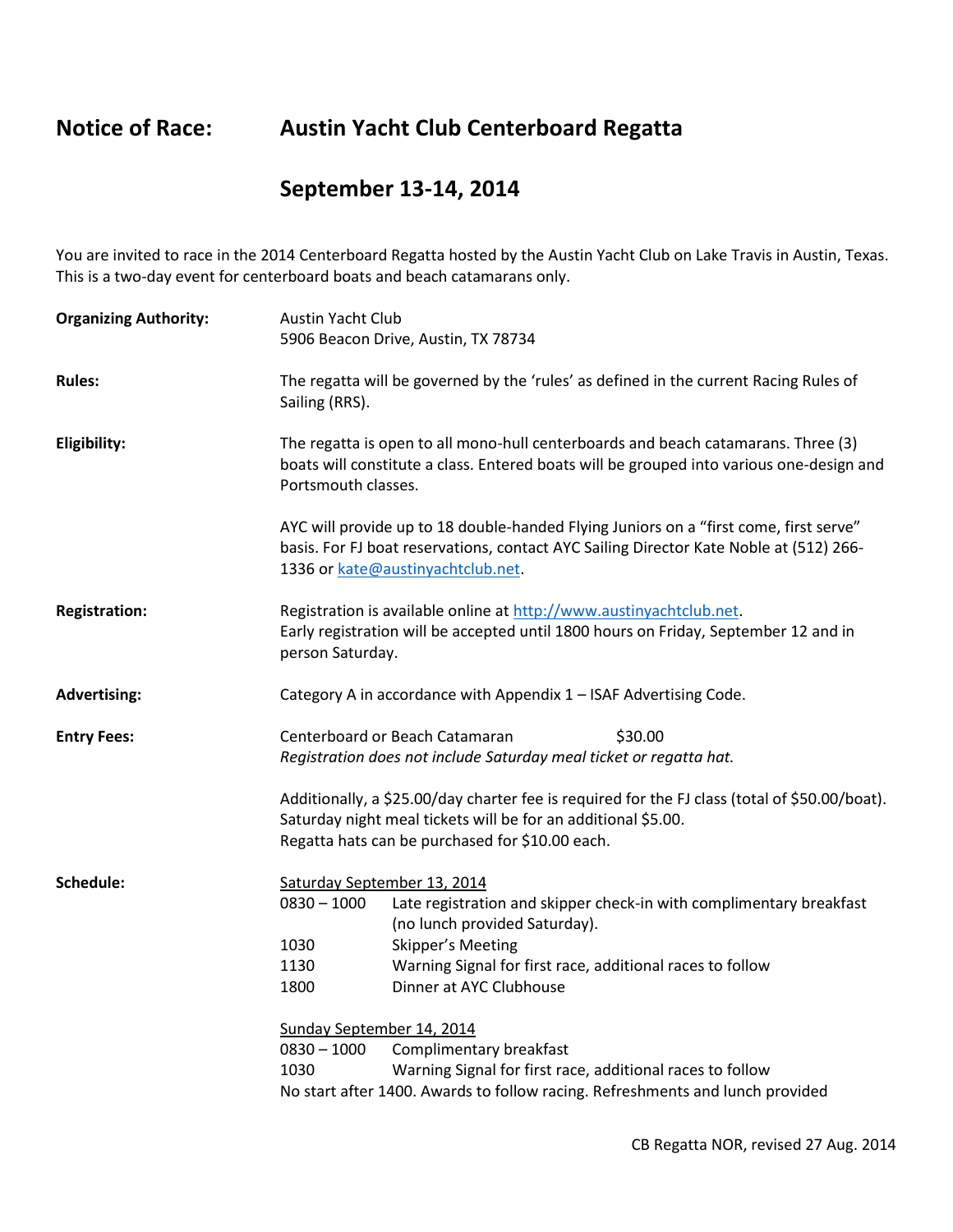# Notice of Race: Austin Yacht Club Centerboard Regatta

## September 13-14, 2014

You are invited to race in the 2014 Centerboard Regatta hosted by the Austin Yacht Club on Lake Travis in Austin, Texas. This is a two-day event for centerboard boats and beach catamarans only.

**Organizing Authority:**

Austin Yacht Club
5906 Beacon Drive, Austin, TX 78734

**Rules:**

The regatta will be governed by the 'rules' as defined in the current Racing Rules of Sailing (RRS).

**Eligibility:**

The regatta is open to all mono-hull centerboards and beach catamarans. Three (3) boats will constitute a class. Entered boats will be grouped into various one-design and Portsmouth classes.

AYC will provide up to 18 double-handed Flying Juniors on a "first come, first serve" basis. For FJ boat reservations, contact AYC Sailing Director Kate Noble at (512) 266-1336 or kate@austinyachtclub.net.

**Registration:**

Registration is available online at http://www.austinyachtclub.net.
Early registration will be accepted until 1800 hours on Friday, September 12 and in person Saturday.

**Advertising:**

Category A in accordance with Appendix 1 – ISAF Advertising Code.

**Entry Fees:**

Centerboard or Beach Catamaran $30.00
*Registration does not include Saturday meal ticket or regatta hat.*

Additionally, a $25.00/day charter fee is required for the FJ class (total of $50.00/boat).
Saturday night meal tickets will be for an additional $5.00.
Regatta hats can be purchased for $10.00 each.

**Schedule:**

Saturday September 13, 2014

| | |
|---|---|
| 0830 – 1000 | Late registration and skipper check-in with complimentary breakfast (no lunch provided Saturday). |
| 1030 | Skipper's Meeting |
| 1130 | Warning Signal for first race, additional races to follow |
| 1800 | Dinner at AYC Clubhouse |

Sunday September 14, 2014

| | |
|---|---|
| 0830 – 1000 | Complimentary breakfast |
| 1030 | Warning Signal for first race, additional races to follow |

No start after 1400. Awards to follow racing. Refreshments and lunch provided

CB Regatta NOR, revised 27 Aug. 2014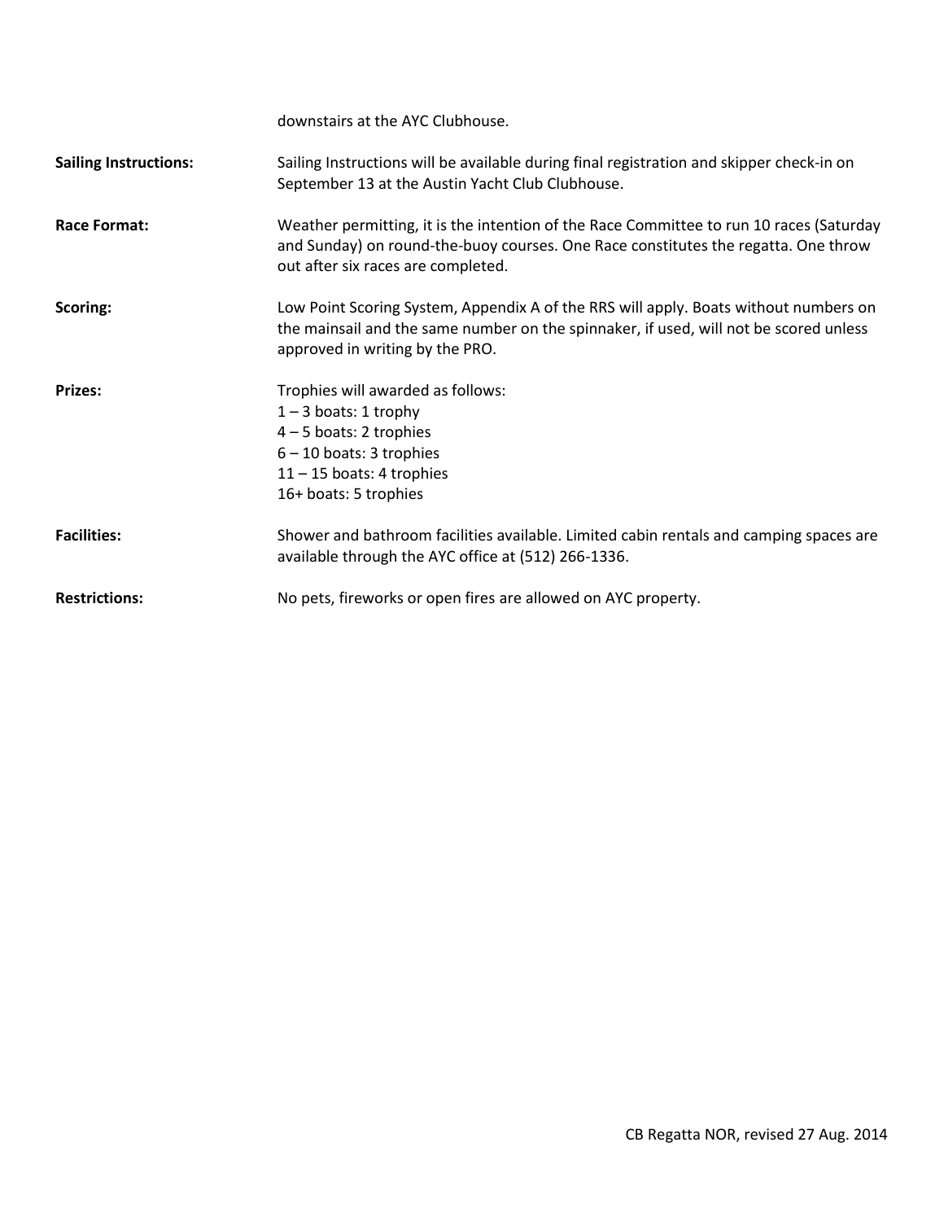downstairs at the AYC Clubhouse.

**Sailing Instructions:** Sailing Instructions will be available during final registration and skipper check-in on September 13 at the Austin Yacht Club Clubhouse.

**Race Format:** Weather permitting, it is the intention of the Race Committee to run 10 races (Saturday and Sunday) on round-the-buoy courses. One Race constitutes the regatta. One throw out after six races are completed.

**Scoring:** Low Point Scoring System, Appendix A of the RRS will apply. Boats without numbers on the mainsail and the same number on the spinnaker, if used, will not be scored unless approved in writing by the PRO.

**Prizes:** Trophies will awarded as follows:
1 – 3 boats: 1 trophy
4 – 5 boats: 2 trophies
6 – 10 boats: 3 trophies
11 – 15 boats: 4 trophies
16+ boats: 5 trophies

**Facilities:** Shower and bathroom facilities available. Limited cabin rentals and camping spaces are available through the AYC office at (512) 266-1336.

**Restrictions:** No pets, fireworks or open fires are allowed on AYC property.